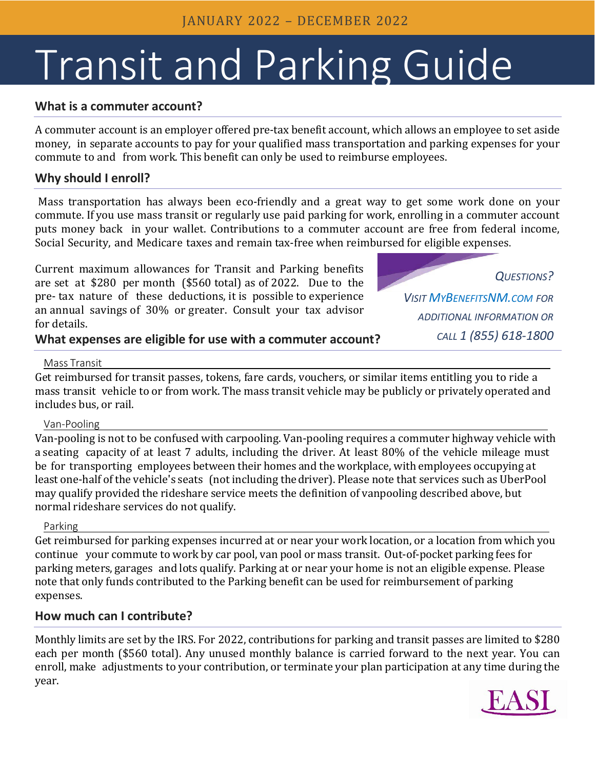JANUARY 2022 – DECEMBER 2022

# Transit and Parking Guide

## What is a commuter account?

A commuter account is an employer offered pre-tax benefit account, which allows an employee to set aside money, in separate accounts to pay for your qualified mass transportation and parking expenses for your commute to and from work. This benefit can only be used to reimburse employees.

## Why should I enroll?

Mass transportation has always been eco-friendly and a great way to get some work done on your commute. If you use mass transit or regularly use paid parking for work, enrolling in a commuter account puts money back in your wallet. Contributions to a commuter account are free from federal income, Social Security, and Medicare taxes and remain tax-free when reimbursed for eligible expenses.

Current maximum allowances for Transit and Parking benefits are set at $280 per month ($560 total) as of 2022. Due to the pre- tax nature of these deductions, it is possible to experience an annual savings of 30% or greater. Consult your tax advisor for details.

*QUESTIONS?*

*VISIT MYBENEFITSNM.COM FOR ADDITIONAL INFORMATION OR CALL 1 (855) 618-1800*

## What expenses are eligible for use with a commuter account?

### Mass Transit

Get reimbursed for transit passes, tokens, fare cards, vouchers, or similar items entitling you to ride a mass transit vehicle to or from work. The mass transit vehicle may be publicly or privately operated and includes bus, or rail.

### Van-Pooling

Van-pooling is not to be confused with carpooling. Van-pooling requires a commuter highway vehicle with a seating capacity of at least 7 adults, including the driver. At least 80% of the vehicle mileage must be for transporting employees between their homes and the workplace, with employees occupying at least one-half of the vehicle's seats (not including the driver). Please note that services such as UberPool may qualify provided the rideshare service meets the definition of vanpooling described above, but normal rideshare services do not qualify.

### Parking

Get reimbursed for parking expenses incurred at or near your work location, or a location from which you continue your commute to work by car pool, van pool or mass transit. Out-of-pocket parking fees for parking meters, garages and lots qualify. Parking at or near your home is not an eligible expense. Please note that only funds contributed to the Parking benefit can be used for reimbursement of parking expenses.

## How much can I contribute?

Monthly limits are set by the IRS. For 2022, contributions for parking and transit passes are limited to $280 each per month ($560 total). Any unused monthly balance is carried forward to the next year. You can enroll, make adjustments to your contribution, or terminate your plan participation at any time during the year.

EASI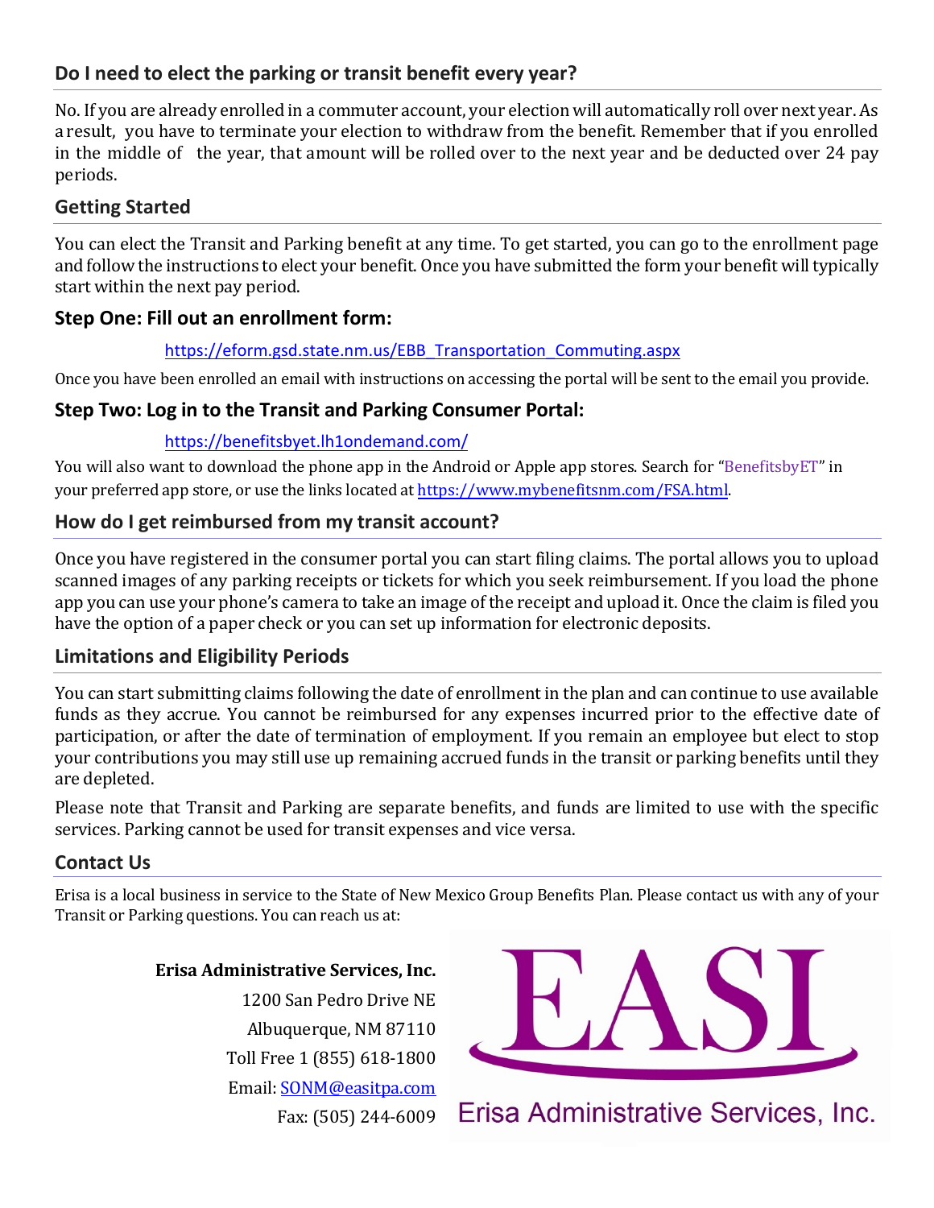## Do I need to elect the parking or transit benefit every year?

No. If you are already enrolled in a commuter account, your election will automatically roll over next year. As a result, you have to terminate your election to withdraw from the benefit. Remember that if you enrolled in the middle of the year, that amount will be rolled over to the next year and be deducted over 24 pay periods.

## Getting Started

You can elect the Transit and Parking benefit at any time. To get started, you can go to the enrollment page and follow the instructions to elect your benefit. Once you have submitted the form your benefit will typically start within the next pay period.

### Step One: Fill out an enrollment form:

https://eform.gsd.state.nm.us/EBB_Transportation_Commuting.aspx

Once you have been enrolled an email with instructions on accessing the portal will be sent to the email you provide.

### Step Two: Log in to the Transit and Parking Consumer Portal:

https://benefitsbyet.lh1ondemand.com/

You will also want to download the phone app in the Android or Apple app stores. Search for "BenefitsbyET" in your preferred app store, or use the links located at https://www.mybenefitsnm.com/FSA.html.

## How do I get reimbursed from my transit account?

Once you have registered in the consumer portal you can start filing claims. The portal allows you to upload scanned images of any parking receipts or tickets for which you seek reimbursement. If you load the phone app you can use your phone's camera to take an image of the receipt and upload it. Once the claim is filed you have the option of a paper check or you can set up information for electronic deposits.

## Limitations and Eligibility Periods

You can start submitting claims following the date of enrollment in the plan and can continue to use available funds as they accrue. You cannot be reimbursed for any expenses incurred prior to the effective date of participation, or after the date of termination of employment. If you remain an employee but elect to stop your contributions you may still use up remaining accrued funds in the transit or parking benefits until they are depleted.

Please note that Transit and Parking are separate benefits, and funds are limited to use with the specific services. Parking cannot be used for transit expenses and vice versa.

## Contact Us

Erisa is a local business in service to the State of New Mexico Group Benefits Plan. Please contact us with any of your Transit or Parking questions. You can reach us at:

**Erisa Administrative Services, Inc.**
1200 San Pedro Drive NE
Albuquerque, NM 87110
Toll Free 1 (855) 618-1800
Email: SONM@easitpa.com
Fax: (505) 244-6009

EASI
Erisa Administrative Services, Inc.